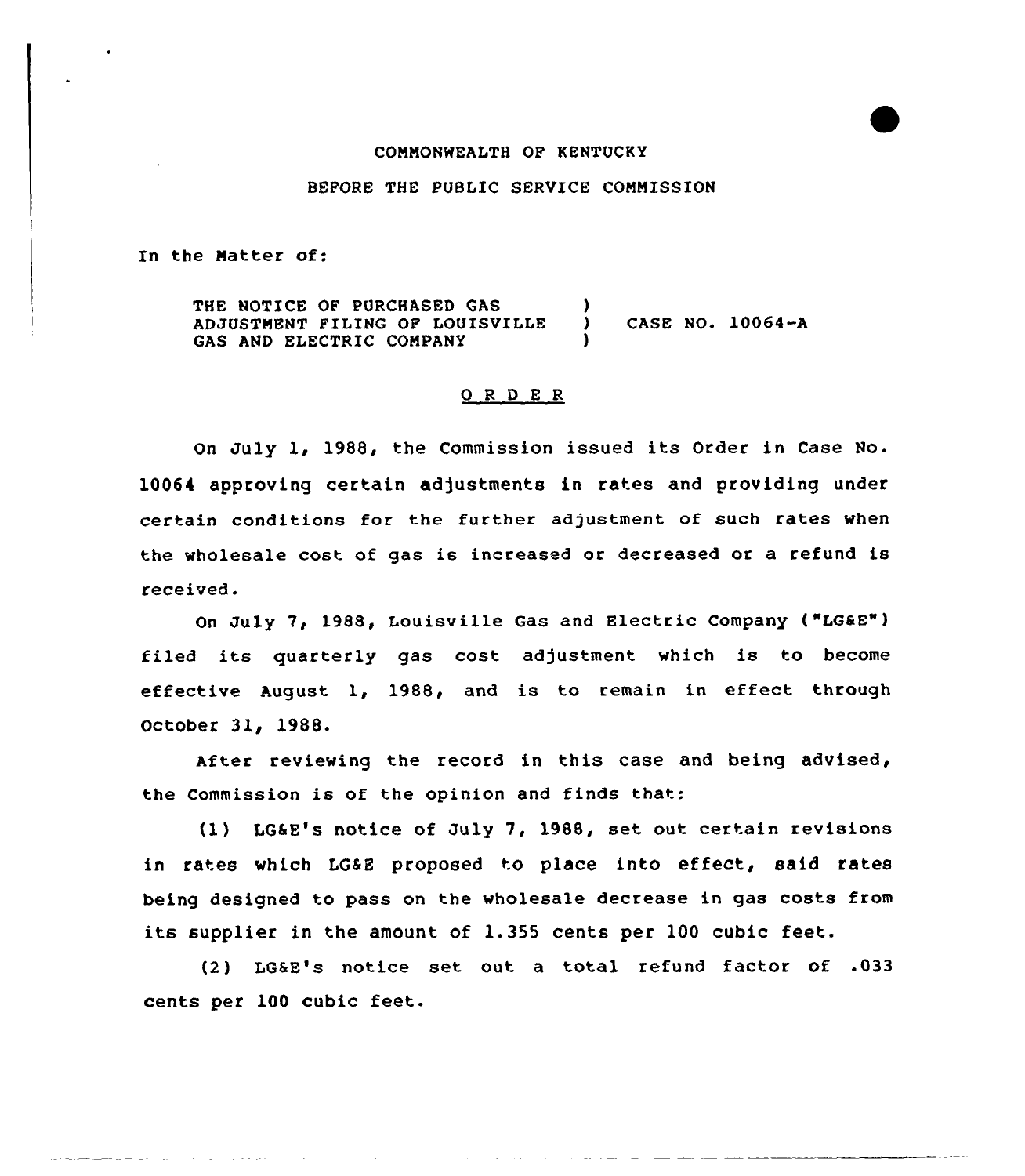COMMONWEALTH OF KENTUCKY

BEFORE THE PUBLIC SERVICE COMMISSION

In the Matter of:

| | | |
|---|---|---|
| THE NOTICE OF PURCHASED GAS ADJUSTMENT FILING OF LOUISVILLE GAS AND ELECTRIC COMPANY | ) ) ) | CASE NO. 10064-A |

## O R D E R

On July 1, 1988, the Commission issued its Order in Case No. 10064 approving certain adjustments in rates and providing under certain conditions for the further adjustment of such rates when the wholesale cost of gas is increased or decreased or a refund is received.

On July 7, 1988, Louisville Gas and Electric Company ("LG&E") filed its quarterly gas cost adjustment which is to become effective August 1, 1988, and is to remain in effect through October 31, 1988.

After reviewing the record in this case and being advised, the Commission is of the opinion and finds that:

(1) LG&E's notice of July 7, 1988, set out certain revisions in rates which LG&E proposed to place into effect, said rates being designed to pass on the wholesale decrease in gas costs from its supplier in the amount of 1.355 cents per 100 cubic feet.

(2) LG&E's notice set out a total refund factor of .033 cents per 100 cubic feet.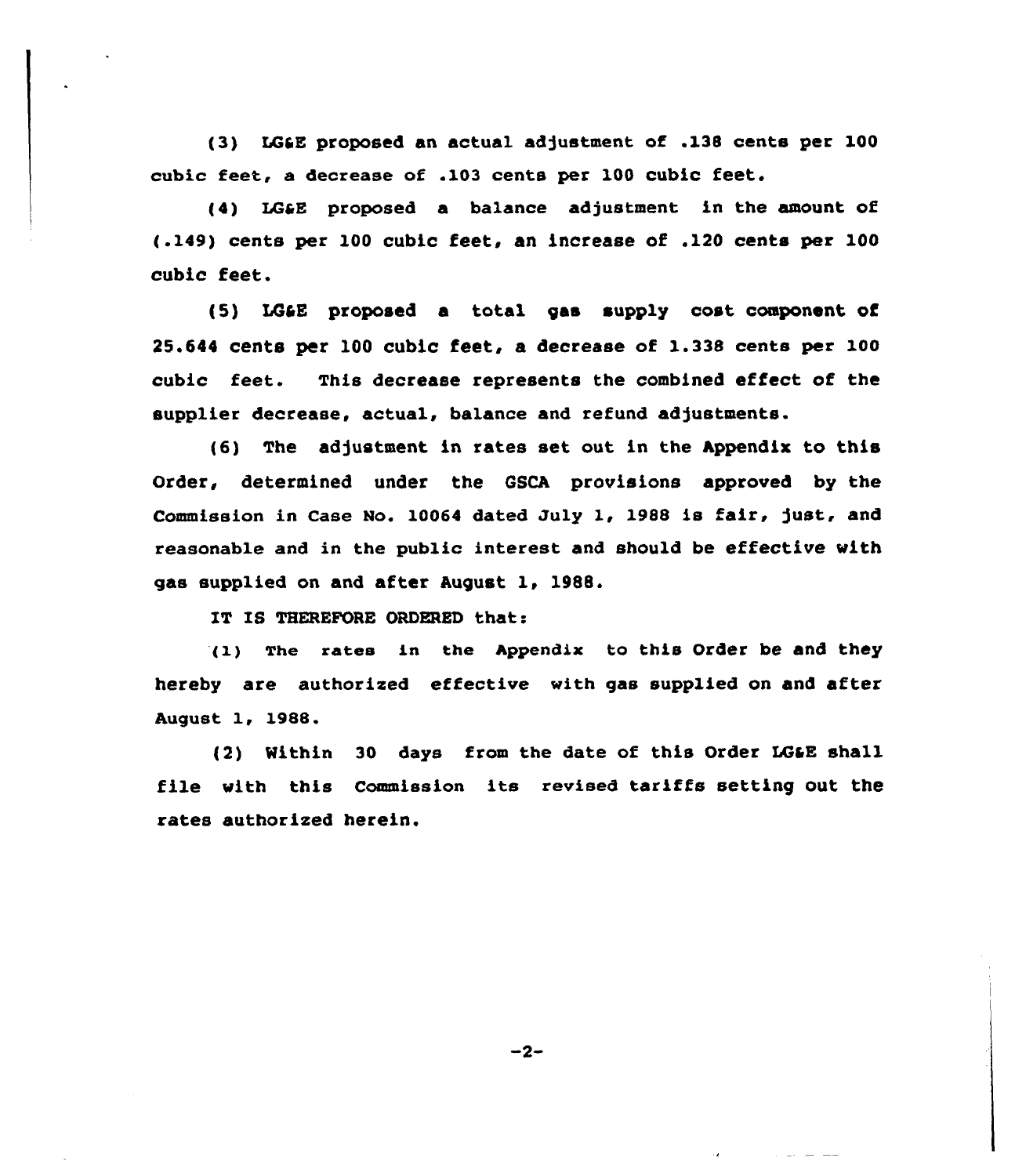(3) LG&E proposed an actual adjustment of .138 cents per 100 cubic feet, a decrease of .103 cents per 100 cubic feet.

(4) LG&E proposed a balance adjustment in the amount of (.149) cents per 100 cubic feet, an increase of .120 cents per 100 cubic feet.

(5) LG&E proposed a total gas supply cost component of 25.644 cents per 100 cubic feet, a decrease of 1.338 cents per 100 cubic feet. This decrease represents the combined effect of the supplier decrease, actual, balance and refund adjustments.

(6) The adjustment in rates set out in the Appendix to this Order, determined under the GSCA provisions approved by the Commission in Case No. 10064 dated July 1, 1988 is fair, just, and reasonable and in the public interest and should be effective with gas supplied on and after August 1, 1988.

IT IS THEREFORE ORDERED that:

(1) The rates in the Appendix to this Order be and they hereby are authorized effective with gas supplied on and after August 1, 1988.

(2) Within 30 days from the date of this Order LG&E shall file with this Commission its revised tariffs setting out the rates authorized herein.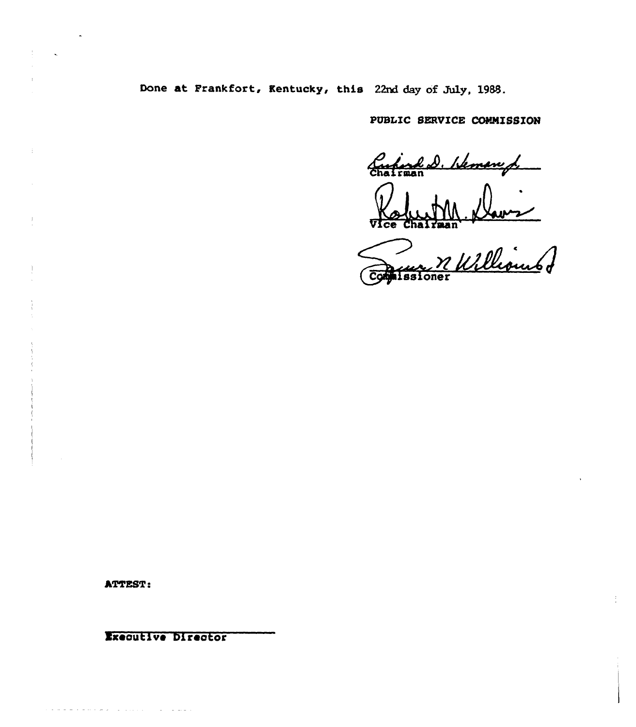Done at Frankfort, Kentucky, this 22nd day of July, 1988.

PUBLIC SERVICE COMMISSION

Chairman

Vice Chairman

Commissioner

ATTEST:

Executive Director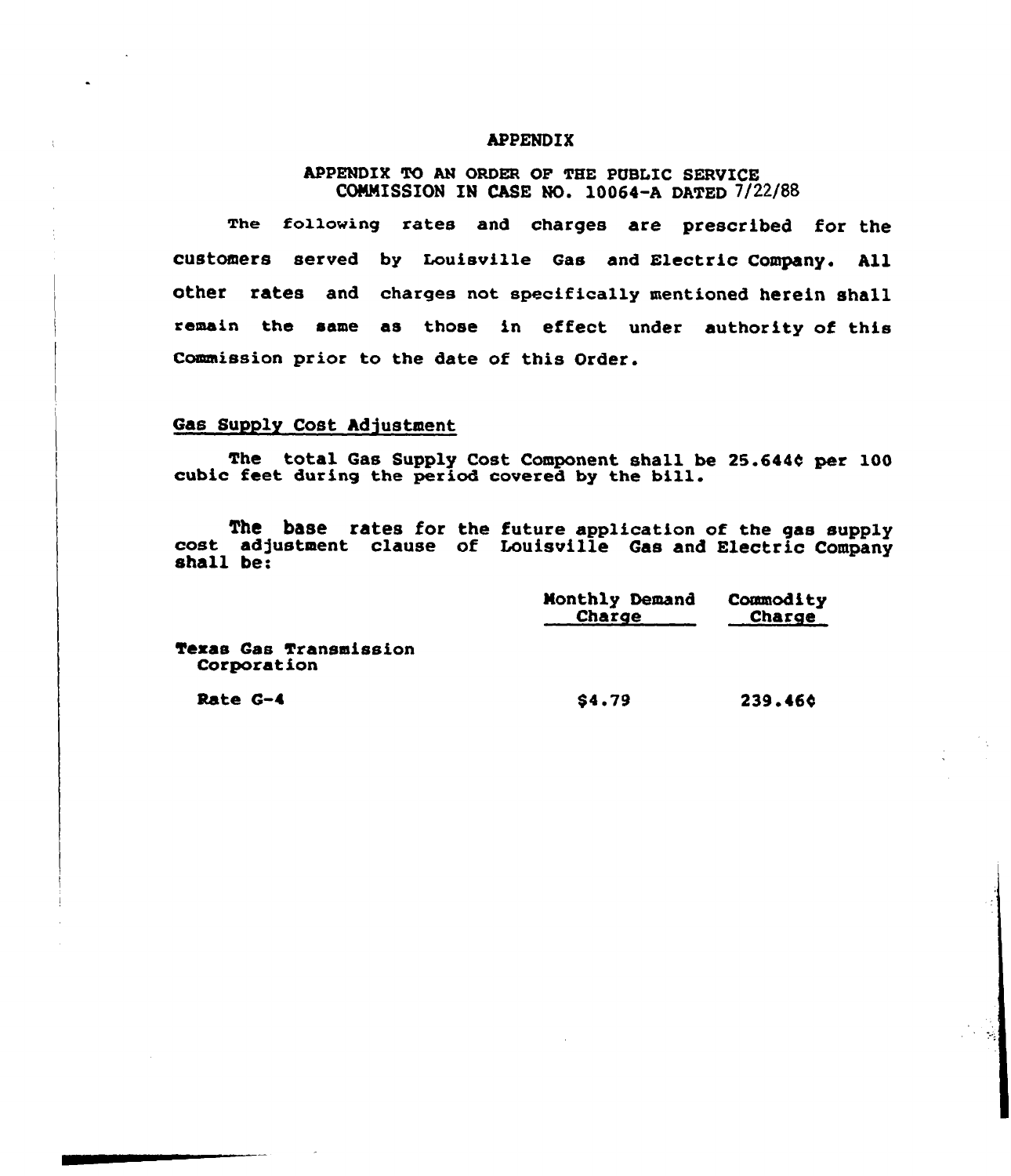# APPENDIX

## APPENDIX TO AN ORDER OF THE PUBLIC SERVICE COMMISSION IN CASE NO. 10064-A DATED 7/22/88

The following rates and charges are prescribed for the customers served by Louisville Gas and Electric Company. All other rates and charges not specifically mentioned herein shall remain the same as those in effect under authority of this Commission prior to the date of this Order.

### Gas Supply Cost Adjustment

The total Gas Supply Cost Component shall be 25.644¢ per 100 cubic feet during the period covered by the bill.

The base rates for the future application of the gas supply cost adjustment clause of Louisville Gas and Electric Company shall be:

| | Monthly Demand Charge | Commodity Charge |
|---|---|---|
| Texas Gas Transmission Corporation | | |
| Rate G-4 | $4.79 | 239.46¢ |